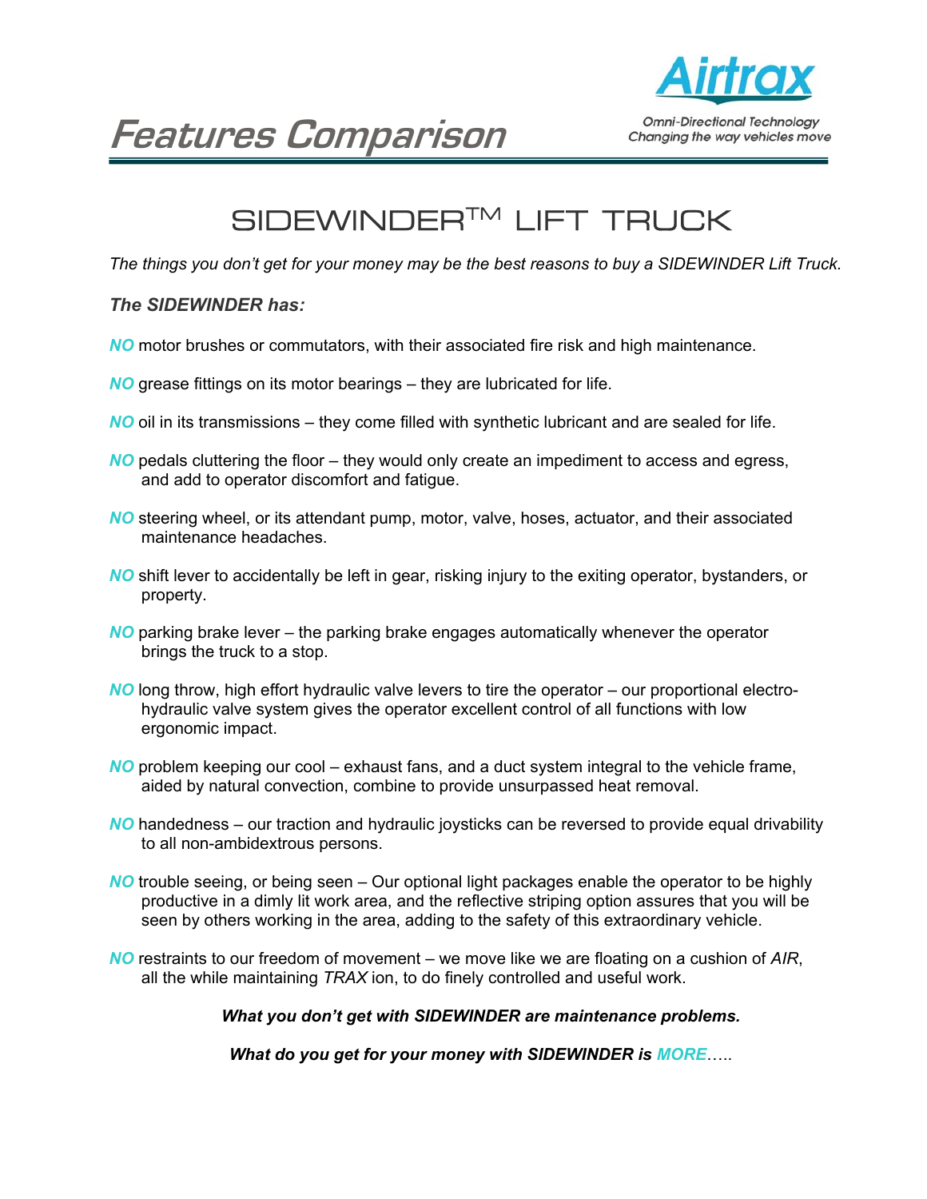# Features Comparison

**Airtrax**

*Omni-Directional Technology*
*Changing the way vehicles move*

## SIDEWINDER™ LIFT TRUCK

*The things you don't get for your money may be the best reasons to buy a SIDEWINDER Lift Truck.*

***The SIDEWINDER has:***

***NO*** motor brushes or commutators, with their associated fire risk and high maintenance.

***NO*** grease fittings on its motor bearings – they are lubricated for life.

***NO*** oil in its transmissions – they come filled with synthetic lubricant and are sealed for life.

***NO*** pedals cluttering the floor – they would only create an impediment to access and egress, and add to operator discomfort and fatigue.

***NO*** steering wheel, or its attendant pump, motor, valve, hoses, actuator, and their associated maintenance headaches.

***NO*** shift lever to accidentally be left in gear, risking injury to the exiting operator, bystanders, or property.

***NO*** parking brake lever – the parking brake engages automatically whenever the operator brings the truck to a stop.

***NO*** long throw, high effort hydraulic valve levers to tire the operator – our proportional electro-hydraulic valve system gives the operator excellent control of all functions with low ergonomic impact.

***NO*** problem keeping our cool – exhaust fans, and a duct system integral to the vehicle frame, aided by natural convection, combine to provide unsurpassed heat removal.

***NO*** handedness – our traction and hydraulic joysticks can be reversed to provide equal drivability to all non-ambidextrous persons.

***NO*** trouble seeing, or being seen – Our optional light packages enable the operator to be highly productive in a dimly lit work area, and the reflective striping option assures that you will be seen by others working in the area, adding to the safety of this extraordinary vehicle.

***NO*** restraints to our freedom of movement – we move like we are floating on a cushion of *AIR*, all the while maintaining *TRAX* ion, to do finely controlled and useful work.

***What you don't get with SIDEWINDER are maintenance problems.***

***What do you get for your money with SIDEWINDER is MORE*****…..**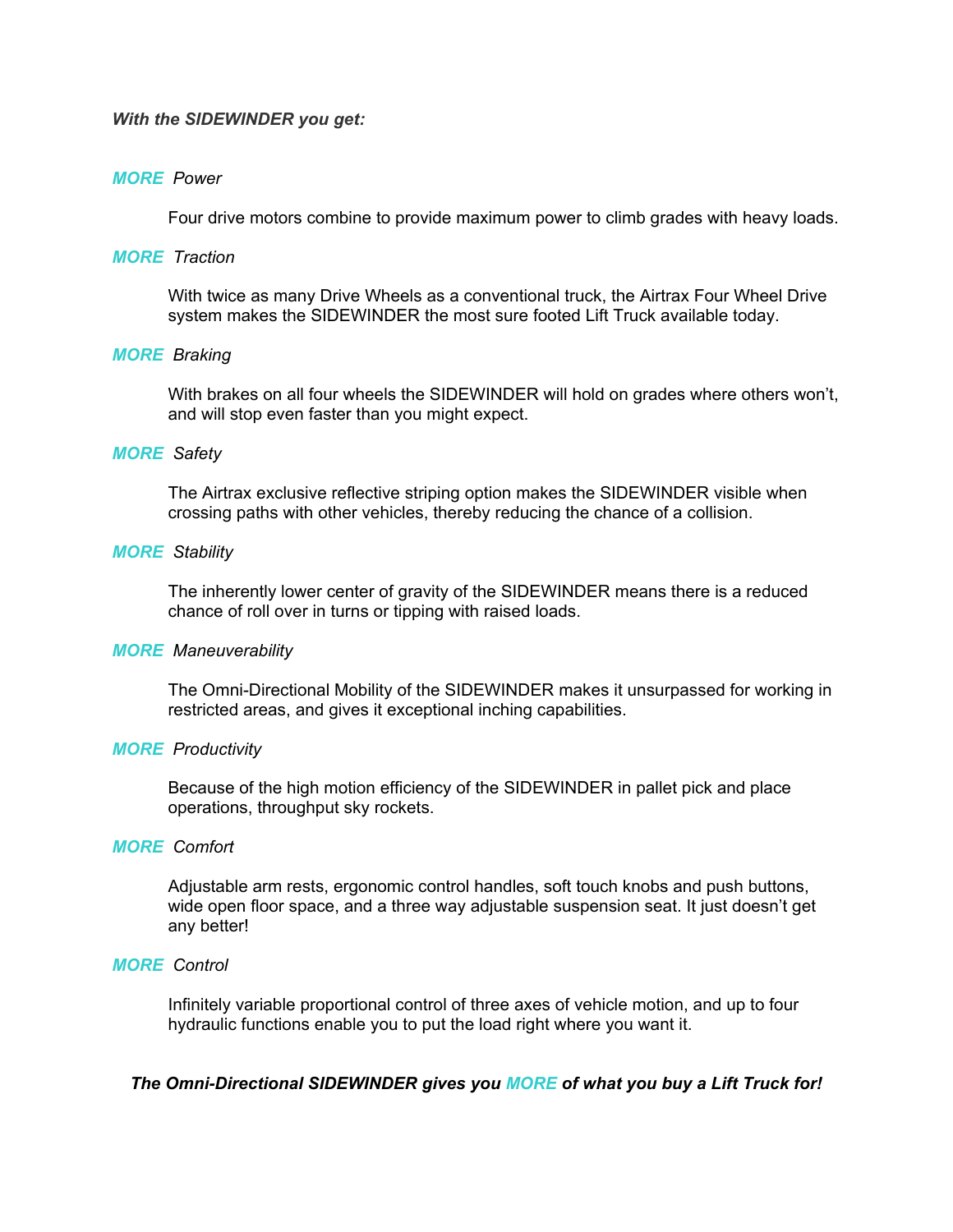***With the SIDEWINDER you get:***

***MORE** Power*

Four drive motors combine to provide maximum power to climb grades with heavy loads.

***MORE** Traction*

With twice as many Drive Wheels as a conventional truck, the Airtrax Four Wheel Drive system makes the SIDEWINDER the most sure footed Lift Truck available today.

***MORE** Braking*

With brakes on all four wheels the SIDEWINDER will hold on grades where others won't, and will stop even faster than you might expect.

***MORE** Safety*

The Airtrax exclusive reflective striping option makes the SIDEWINDER visible when crossing paths with other vehicles, thereby reducing the chance of a collision.

***MORE** Stability*

The inherently lower center of gravity of the SIDEWINDER means there is a reduced chance of roll over in turns or tipping with raised loads.

***MORE** Maneuverability*

The Omni-Directional Mobility of the SIDEWINDER makes it unsurpassed for working in restricted areas, and gives it exceptional inching capabilities.

***MORE** Productivity*

Because of the high motion efficiency of the SIDEWINDER in pallet pick and place operations, throughput sky rockets.

***MORE** Comfort*

Adjustable arm rests, ergonomic control handles, soft touch knobs and push buttons, wide open floor space, and a three way adjustable suspension seat. It just doesn't get any better!

***MORE** Control*

Infinitely variable proportional control of three axes of vehicle motion, and up to four hydraulic functions enable you to put the load right where you want it.

***The Omni-Directional SIDEWINDER gives you MORE of what you buy a Lift Truck for!***